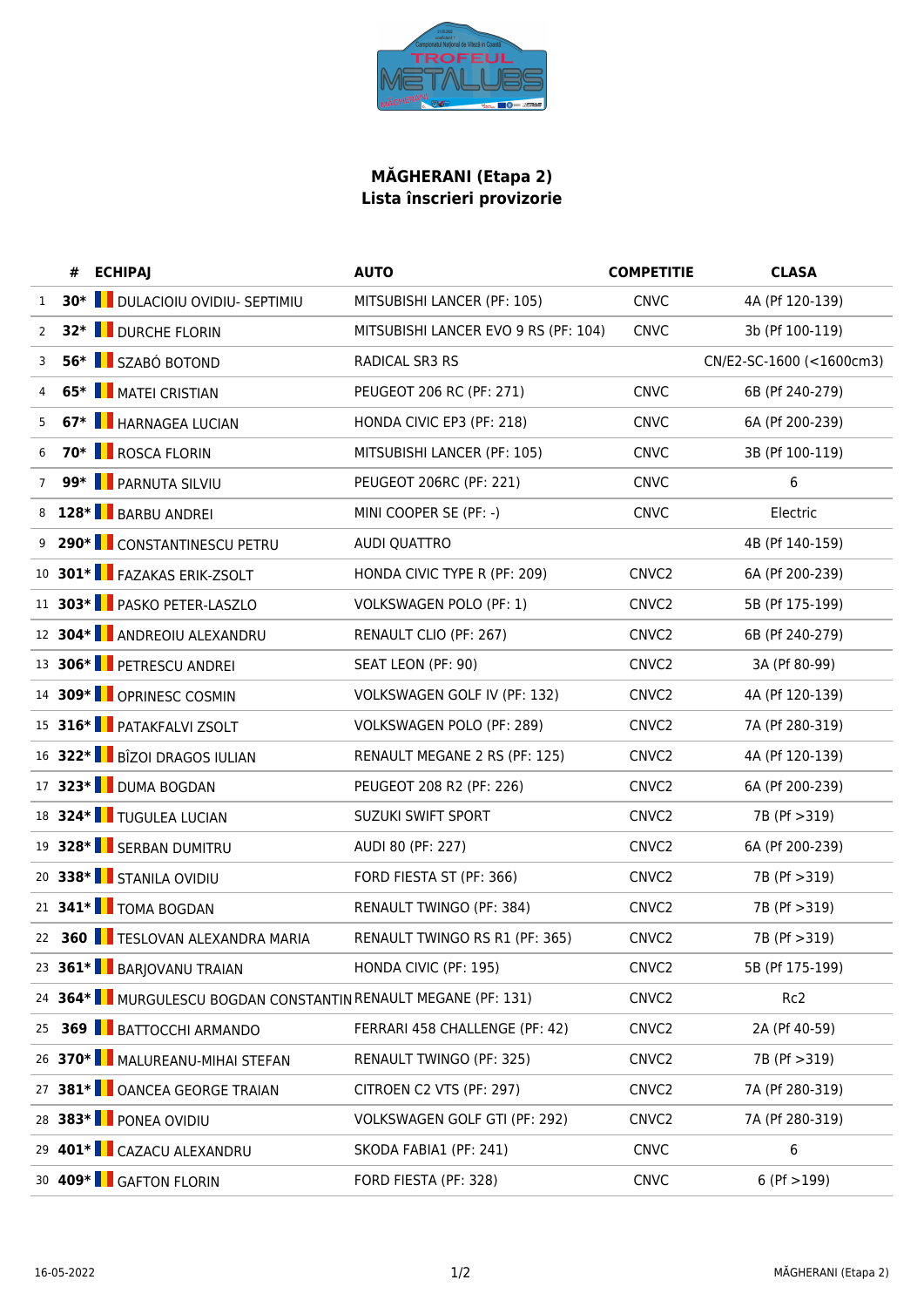**MĂGHERANI (Etapa 2)**
**Lista înscrieri provizorie**

| | # | ECHIPAJ | AUTO | COMPETITIE | CLASA |
|---|---|---|---|---|---|
| 1 | 30* | DULACIOIU OVIDIU- SEPTIMIU | MITSUBISHI LANCER (PF: 105) | CNVC | 4A (Pf 120-139) |
| 2 | 32* | DURCHE FLORIN | MITSUBISHI LANCER EVO 9 RS (PF: 104) | CNVC | 3b (Pf 100-119) |
| 3 | 56* | SZABÓ BOTOND | RADICAL SR3 RS | | CN/E2-SC-1600 (<1600cm3) |
| 4 | 65* | MATEI CRISTIAN | PEUGEOT 206 RC (PF: 271) | CNVC | 6B (Pf 240-279) |
| 5 | 67* | HARNAGEA LUCIAN | HONDA CIVIC EP3 (PF: 218) | CNVC | 6A (Pf 200-239) |
| 6 | 70* | ROSCA FLORIN | MITSUBISHI LANCER (PF: 105) | CNVC | 3B (Pf 100-119) |
| 7 | 99* | PARNUTA SILVIU | PEUGEOT 206RC (PF: 221) | CNVC | 6 |
| 8 | 128* | BARBU ANDREI | MINI COOPER SE (PF: -) | CNVC | Electric |
| 9 | 290* | CONSTANTINESCU PETRU | AUDI QUATTRO | | 4B (Pf 140-159) |
| 10 | 301* | FAZAKAS ERIK-ZSOLT | HONDA CIVIC TYPE R (PF: 209) | CNVC2 | 6A (Pf 200-239) |
| 11 | 303* | PASKO PETER-LASZLO | VOLKSWAGEN POLO (PF: 1) | CNVC2 | 5B (Pf 175-199) |
| 12 | 304* | ANDREOIU ALEXANDRU | RENAULT CLIO (PF: 267) | CNVC2 | 6B (Pf 240-279) |
| 13 | 306* | PETRESCU ANDREI | SEAT LEON (PF: 90) | CNVC2 | 3A (Pf 80-99) |
| 14 | 309* | OPRINESC COSMIN | VOLKSWAGEN GOLF IV (PF: 132) | CNVC2 | 4A (Pf 120-139) |
| 15 | 316* | PATAKFALVI ZSOLT | VOLKSWAGEN POLO (PF: 289) | CNVC2 | 7A (Pf 280-319) |
| 16 | 322* | BÎZOI DRAGOS IULIAN | RENAULT MEGANE 2 RS (PF: 125) | CNVC2 | 4A (Pf 120-139) |
| 17 | 323* | DUMA BOGDAN | PEUGEOT 208 R2 (PF: 226) | CNVC2 | 6A (Pf 200-239) |
| 18 | 324* | TUGULEA LUCIAN | SUZUKI SWIFT SPORT | CNVC2 | 7B (Pf >319) |
| 19 | 328* | SERBAN DUMITRU | AUDI 80 (PF: 227) | CNVC2 | 6A (Pf 200-239) |
| 20 | 338* | STANILA OVIDIU | FORD FIESTA ST (PF: 366) | CNVC2 | 7B (Pf >319) |
| 21 | 341* | TOMA BOGDAN | RENAULT TWINGO (PF: 384) | CNVC2 | 7B (Pf >319) |
| 22 | 360 | TESLOVAN ALEXANDRA MARIA | RENAULT TWINGO RS R1 (PF: 365) | CNVC2 | 7B (Pf >319) |
| 23 | 361* | BARJOVANU TRAIAN | HONDA CIVIC (PF: 195) | CNVC2 | 5B (Pf 175-199) |
| 24 | 364* | MURGULESCU BOGDAN CONSTANTIN | RENAULT MEGANE (PF: 131) | CNVC2 | Rc2 |
| 25 | 369 | BATTOCCHI ARMANDO | FERRARI 458 CHALLENGE (PF: 42) | CNVC2 | 2A (Pf 40-59) |
| 26 | 370* | MALUREANU-MIHAI STEFAN | RENAULT TWINGO (PF: 325) | CNVC2 | 7B (Pf >319) |
| 27 | 381* | OANCEA GEORGE TRAIAN | CITROEN C2 VTS (PF: 297) | CNVC2 | 7A (Pf 280-319) |
| 28 | 383* | PONEA OVIDIU | VOLKSWAGEN GOLF GTI (PF: 292) | CNVC2 | 7A (Pf 280-319) |
| 29 | 401* | CAZACU ALEXANDRU | SKODA FABIA1 (PF: 241) | CNVC | 6 |
| 30 | 409* | GAFTON FLORIN | FORD FIESTA (PF: 328) | CNVC | 6 (Pf >199) |

16-05-2022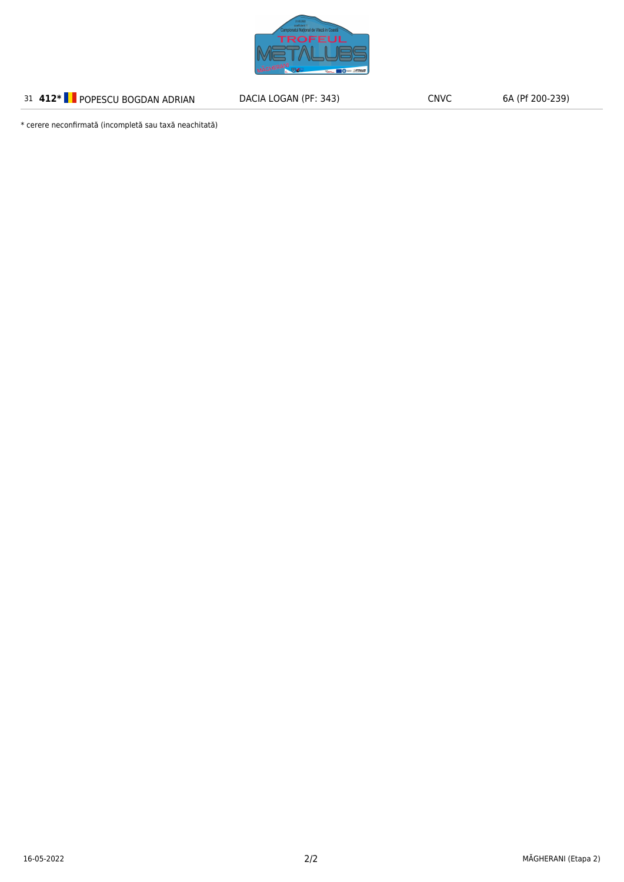| | | | | | |
|---|---|---|---|---|---|
| 31 | **412*** | POPESCU BOGDAN ADRIAN | DACIA LOGAN (PF: 343) | CNVC | 6A (Pf 200-239) |

* cerere neconfirmată (incompletă sau taxă neachitată)